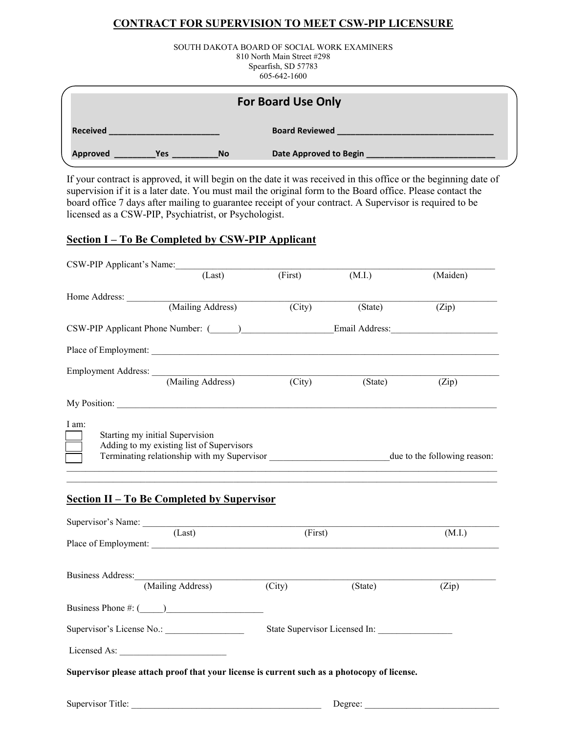# CONTRACT FOR SUPERVISION TO MEET CSW-PIP LICENSURE

SOUTH DAKOTA BOARD OF SOCIAL WORK EXAMINERS
810 North Main Street #298
Spearfish, SD 57783
605-642-1600

**For Board Use Only**

**Received** ________________________ **Board Reviewed** __________________________________

**Approved** _________**Yes** __________**No** **Date Approved to Begin** ____________________________

If your contract is approved, it will begin on the date it was received in this office or the beginning date of supervision if it is a later date. You must mail the original form to the Board office. Please contact the board office 7 days after mailing to guarantee receipt of your contract. A Supervisor is required to be licensed as a CSW-PIP, Psychiatrist, or Psychologist.

## Section I – To Be Completed by CSW-PIP Applicant

CSW-PIP Applicant's Name: ______________________________________________________________
(Last) (First) (M.I.) (Maiden)

Home Address: ___________________________________________________________________________
(Mailing Address) (City) (State) (Zip)

CSW-PIP Applicant Phone Number: (______)___________________Email Address:_______________________

Place of Employment: _____________________________________________________________________

Employment Address: _____________________________________________________________________
(Mailing Address) (City) (State) (Zip)

My Position: ____________________________________________________________________________

I am:

- ☐ Starting my initial Supervision
- ☐ Adding to my existing list of Supervisors
- ☐ Terminating relationship with my Supervisor _________________________due to the following reason:

_________________________________________________________________________________________
_________________________________________________________________________________________

## Section II – To Be Completed by Supervisor

Supervisor's Name: _______________________________________________________________________
(Last) (First) (M.I.)

Place of Employment: _____________________________________________________________________

Business Address:_________________________________________________________________________
(Mailing Address) (City) (State) (Zip)

Business Phone #: (_____)____________________

Supervisor's License No.: _________________ State Supervisor Licensed In: ________________

Licensed As: _______________________

**Supervisor please attach proof that your license is current such as a photocopy of license.**

Supervisor Title: __________________________________________ Degree: _____________________________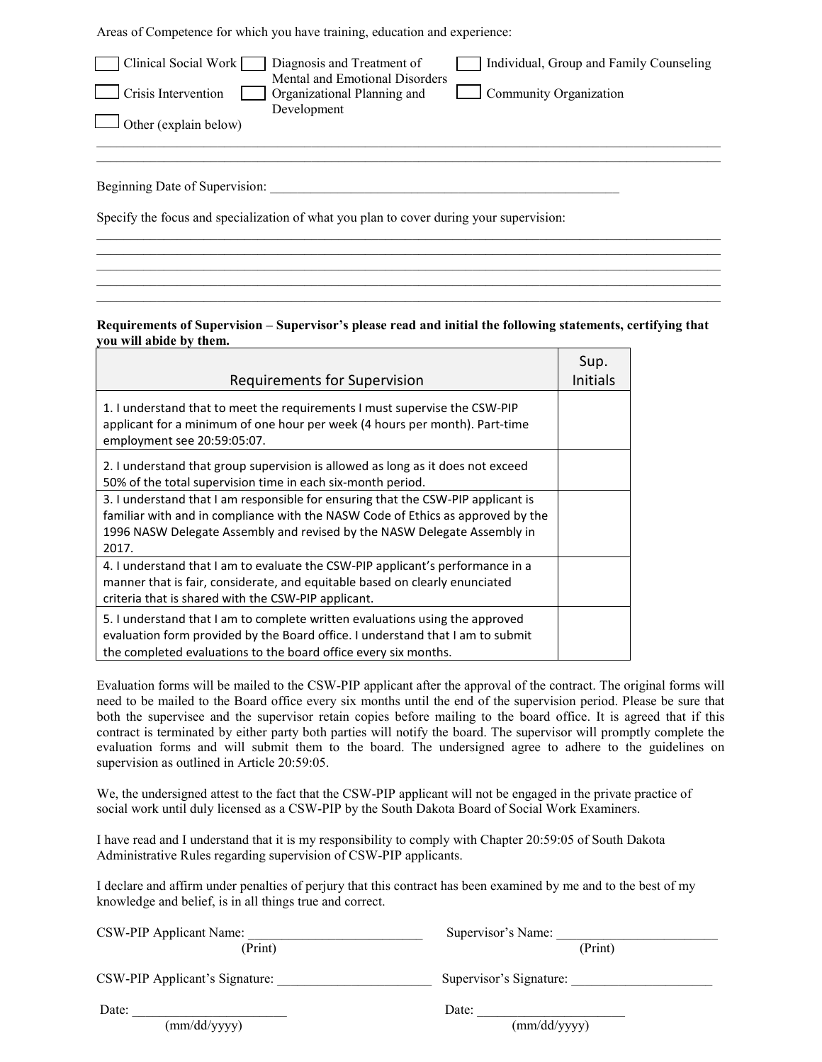Areas of Competence for which you have training, education and experience:

☐ Clinical Social Work ☐ Diagnosis and Treatment of Mental and Emotional Disorders ☐ Individual, Group and Family Counseling

☐ Crisis Intervention ☐ Organizational Planning and Development ☐ Community Organization

☐ Other (explain below)

______________________________________________________________________________________________
______________________________________________________________________________________________

Beginning Date of Supervision: ______________________________________________________

Specify the focus and specialization of what you plan to cover during your supervision:

______________________________________________________________________________________________
______________________________________________________________________________________________
______________________________________________________________________________________________
______________________________________________________________________________________________
______________________________________________________________________________________________

**Requirements of Supervision – Supervisor's please read and initial the following statements, certifying that you will abide by them.**

| Requirements for Supervision | Sup. Initials |
|---|---|
| 1. I understand that to meet the requirements I must supervise the CSW-PIP applicant for a minimum of one hour per week (4 hours per month). Part-time employment see 20:59:05:07. | |
| 2. I understand that group supervision is allowed as long as it does not exceed 50% of the total supervision time in each six-month period. | |
| 3. I understand that I am responsible for ensuring that the CSW-PIP applicant is familiar with and in compliance with the NASW Code of Ethics as approved by the 1996 NASW Delegate Assembly and revised by the NASW Delegate Assembly in 2017. | |
| 4. I understand that I am to evaluate the CSW-PIP applicant's performance in a manner that is fair, considerate, and equitable based on clearly enunciated criteria that is shared with the CSW-PIP applicant. | |
| 5. I understand that I am to complete written evaluations using the approved evaluation form provided by the Board office. I understand that I am to submit the completed evaluations to the board office every six months. | |

Evaluation forms will be mailed to the CSW-PIP applicant after the approval of the contract. The original forms will need to be mailed to the Board office every six months until the end of the supervision period. Please be sure that both the supervisee and the supervisor retain copies before mailing to the board office. It is agreed that if this contract is terminated by either party both parties will notify the board. The supervisor will promptly complete the evaluation forms and will submit them to the board. The undersigned agree to adhere to the guidelines on supervision as outlined in Article 20:59:05.

We, the undersigned attest to the fact that the CSW-PIP applicant will not be engaged in the private practice of social work until duly licensed as a CSW-PIP by the South Dakota Board of Social Work Examiners.

I have read and I understand that it is my responsibility to comply with Chapter 20:59:05 of South Dakota Administrative Rules regarding supervision of CSW-PIP applicants.

I declare and affirm under penalties of perjury that this contract has been examined by me and to the best of my knowledge and belief, is in all things true and correct.

CSW-PIP Applicant Name: __________________________ (Print)

Supervisor's Name: ________________________ (Print)

CSW-PIP Applicant's Signature: _______________________

Supervisor's Signature: _____________________

Date: _______________________ (mm/dd/yyyy)

Date: ______________________ (mm/dd/yyyy)